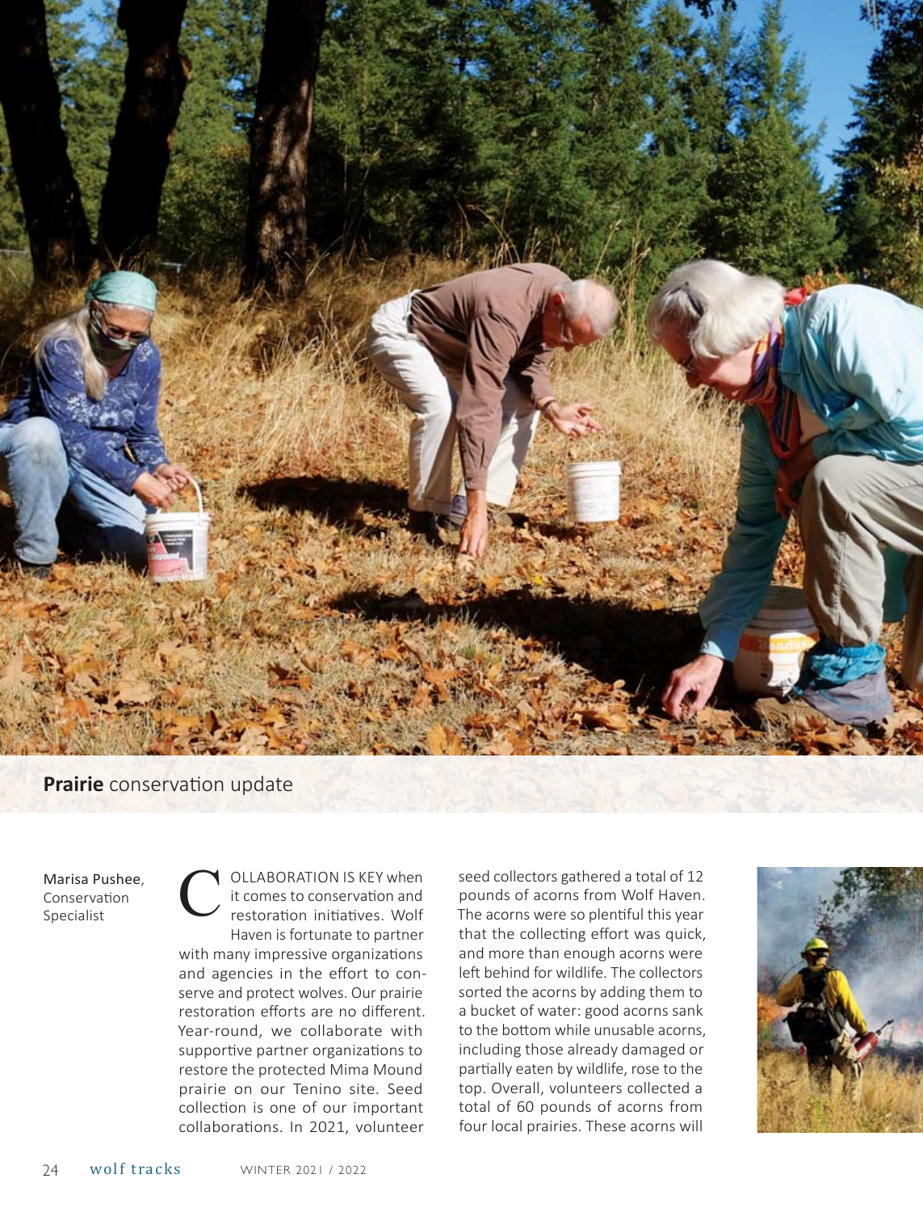## **Prairie** conservation update

Marisa Pushee, Conservation Specialist

COLLABORATION IS KEY when it comes to conservation and restoration initiatives. Wolf Haven is fortunate to partner with many impressive organizations and agencies in the effort to conserve and protect wolves. Our prairie restoration efforts are no different. Year-round, we collaborate with supportive partner organizations to restore the protected Mima Mound prairie on our Tenino site. Seed collection is one of our important collaborations. In 2021, volunteer seed collectors gathered a total of 12 pounds of acorns from Wolf Haven. The acorns were so plentiful this year that the collecting effort was quick, and more than enough acorns were left behind for wildlife. The collectors sorted the acorns by adding them to a bucket of water: good acorns sank to the bottom while unusable acorns, including those already damaged or partially eaten by wildlife, rose to the top. Overall, volunteers collected a total of 60 pounds of acorns from four local prairies. These acorns will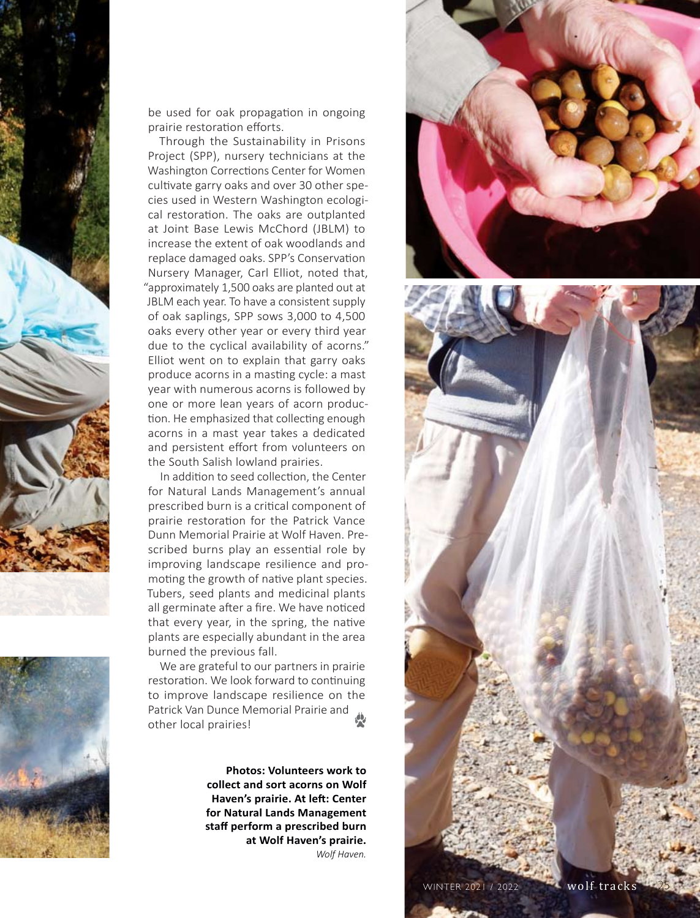be used for oak propagation in ongoing prairie restoration efforts.

Through the Sustainability in Prisons Project (SPP), nursery technicians at the Washington Corrections Center for Women cultivate garry oaks and over 30 other species used in Western Washington ecological restoration. The oaks are outplanted at Joint Base Lewis McChord (JBLM) to increase the extent of oak woodlands and replace damaged oaks. SPP's Conservation Nursery Manager, Carl Elliot, noted that, "approximately 1,500 oaks are planted out at JBLM each year. To have a consistent supply of oak saplings, SPP sows 3,000 to 4,500 oaks every other year or every third year due to the cyclical availability of acorns." Elliot went on to explain that garry oaks produce acorns in a masting cycle: a mast year with numerous acorns is followed by one or more lean years of acorn production. He emphasized that collecting enough acorns in a mast year takes a dedicated and persistent effort from volunteers on the South Salish lowland prairies.

In addition to seed collection, the Center for Natural Lands Management's annual prescribed burn is a critical component of prairie restoration for the Patrick Vance Dunn Memorial Prairie at Wolf Haven. Prescribed burns play an essential role by improving landscape resilience and promoting the growth of native plant species. Tubers, seed plants and medicinal plants all germinate after a fire. We have noticed that every year, in the spring, the native plants are especially abundant in the area burned the previous fall.

We are grateful to our partners in prairie restoration. We look forward to continuing to improve landscape resilience on the Patrick Van Dunce Memorial Prairie and other local prairies!

**Photos: Volunteers work to collect and sort acorns on Wolf Haven's prairie. At left: Center for Natural Lands Management staff perform a prescribed burn at Wolf Haven's prairie.**
*Wolf Haven.*